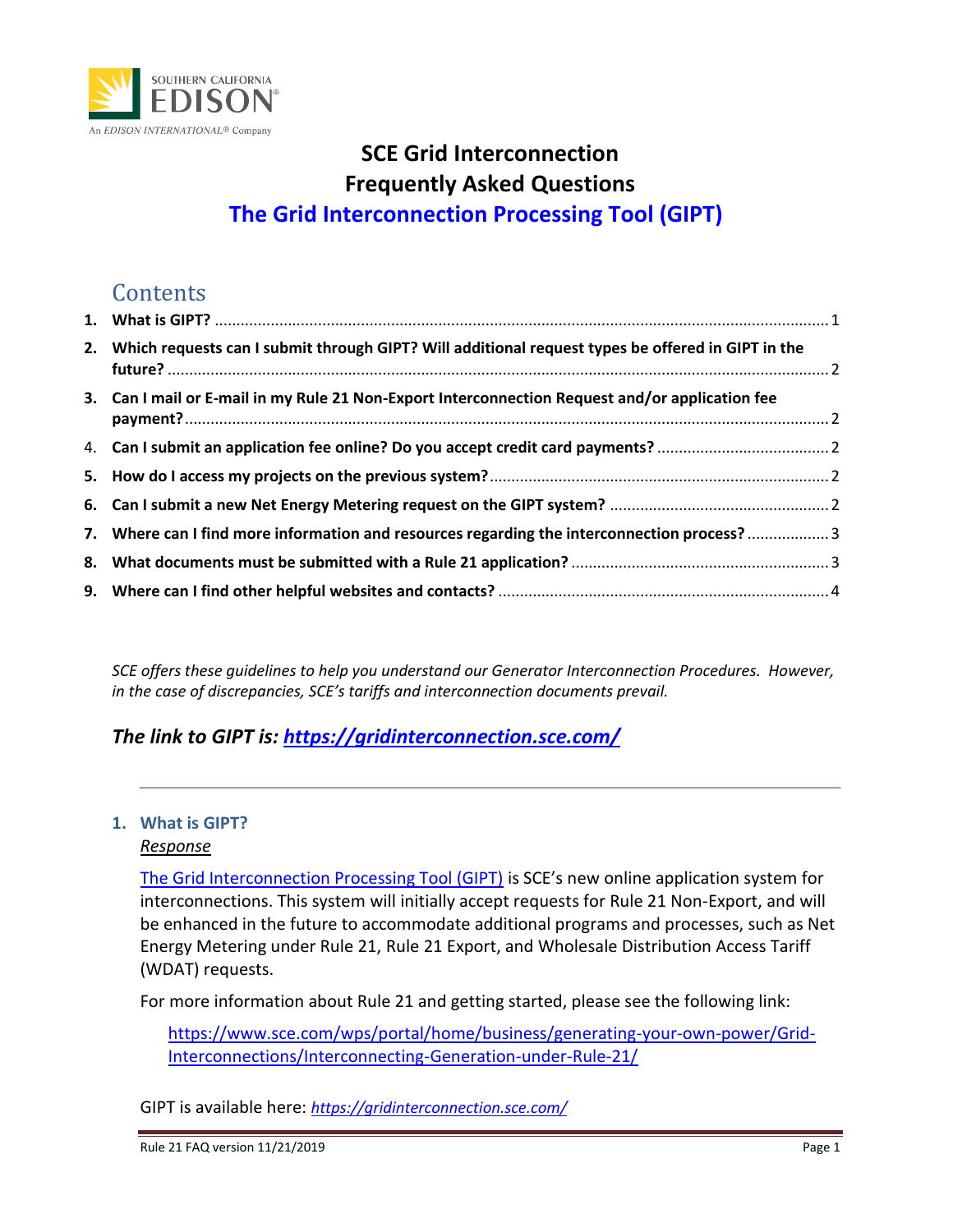# SCE Grid Interconnection
# Frequently Asked Questions
# The Grid Interconnection Processing Tool (GIPT)

## Contents

1. **What is GIPT?** ........ 1
2. **Which requests can I submit through GIPT? Will additional request types be offered in GIPT in the future?** ........ 2
3. **Can I mail or E-mail in my Rule 21 Non-Export Interconnection Request and/or application fee payment?** ........ 2
4. **Can I submit an application fee online? Do you accept credit card payments?** ........ 2
5. **How do I access my projects on the previous system?** ........ 2
6. **Can I submit a new Net Energy Metering request on the GIPT system?** ........ 2
7. **Where can I find more information and resources regarding the interconnection process?** ........ 3
8. **What documents must be submitted with a Rule 21 application?** ........ 3
9. **Where can I find other helpful websites and contacts?** ........ 4

*SCE offers these guidelines to help you understand our Generator Interconnection Procedures. However, in the case of discrepancies, SCE's tariffs and interconnection documents prevail.*

***The link to GIPT is: [https://gridinterconnection.sce.com/](https://gridinterconnection.sce.com/)***

---

### 1. What is GIPT?

*Response*

[The Grid Interconnection Processing Tool (GIPT)](https://gridinterconnection.sce.com/) is SCE's new online application system for interconnections. This system will initially accept requests for Rule 21 Non-Export, and will be enhanced in the future to accommodate additional programs and processes, such as Net Energy Metering under Rule 21, Rule 21 Export, and Wholesale Distribution Access Tariff (WDAT) requests.

For more information about Rule 21 and getting started, please see the following link:

> [https://www.sce.com/wps/portal/home/business/generating-your-own-power/Grid-Interconnections/Interconnecting-Generation-under-Rule-21/](https://www.sce.com/wps/portal/home/business/generating-your-own-power/Grid-Interconnections/Interconnecting-Generation-under-Rule-21/)

GIPT is available here: *[https://gridinterconnection.sce.com/](https://gridinterconnection.sce.com/)*

Rule 21 FAQ version 11/21/2019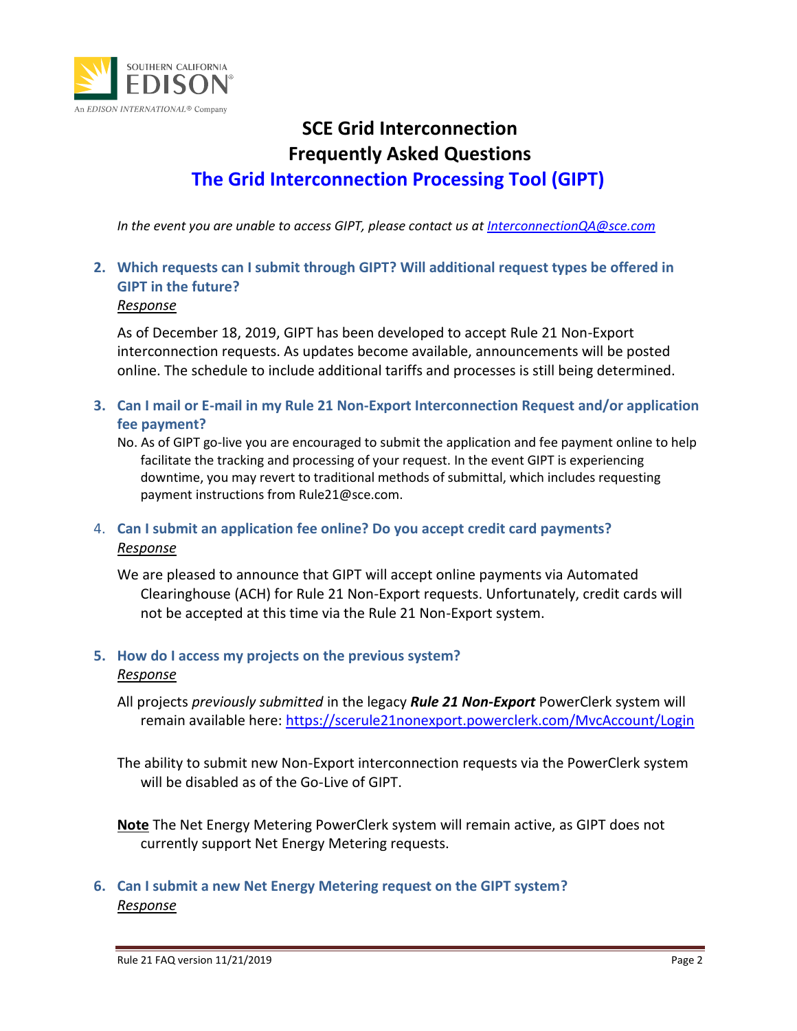# SCE Grid Interconnection Frequently Asked Questions

## The Grid Interconnection Processing Tool (GIPT)

*In the event you are unable to access GIPT, please contact us at [InterconnectionQA@sce.com](mailto:InterconnectionQA@sce.com)*

2. **Which requests can I submit through GIPT? Will additional request types be offered in GIPT in the future?**

   *Response*

   As of December 18, 2019, GIPT has been developed to accept Rule 21 Non-Export interconnection requests. As updates become available, announcements will be posted online. The schedule to include additional tariffs and processes is still being determined.

3. **Can I mail or E-mail in my Rule 21 Non-Export Interconnection Request and/or application fee payment?**

   No. As of GIPT go-live you are encouraged to submit the application and fee payment online to help facilitate the tracking and processing of your request. In the event GIPT is experiencing downtime, you may revert to traditional methods of submittal, which includes requesting payment instructions from Rule21@sce.com.

4. **Can I submit an application fee online? Do you accept credit card payments?**

   *Response*

   We are pleased to announce that GIPT will accept online payments via Automated Clearinghouse (ACH) for Rule 21 Non-Export requests. Unfortunately, credit cards will not be accepted at this time via the Rule 21 Non-Export system.

5. **How do I access my projects on the previous system?**

   *Response*

   All projects *previously submitted* in the legacy ***Rule 21 Non-Export*** PowerClerk system will remain available here: [https://scerule21nonexport.powerclerk.com/MvcAccount/Login](https://scerule21nonexport.powerclerk.com/MvcAccount/Login)

   The ability to submit new Non-Export interconnection requests via the PowerClerk system will be disabled as of the Go-Live of GIPT.

   **Note** The Net Energy Metering PowerClerk system will remain active, as GIPT does not currently support Net Energy Metering requests.

6. **Can I submit a new Net Energy Metering request on the GIPT system?**

   *Response*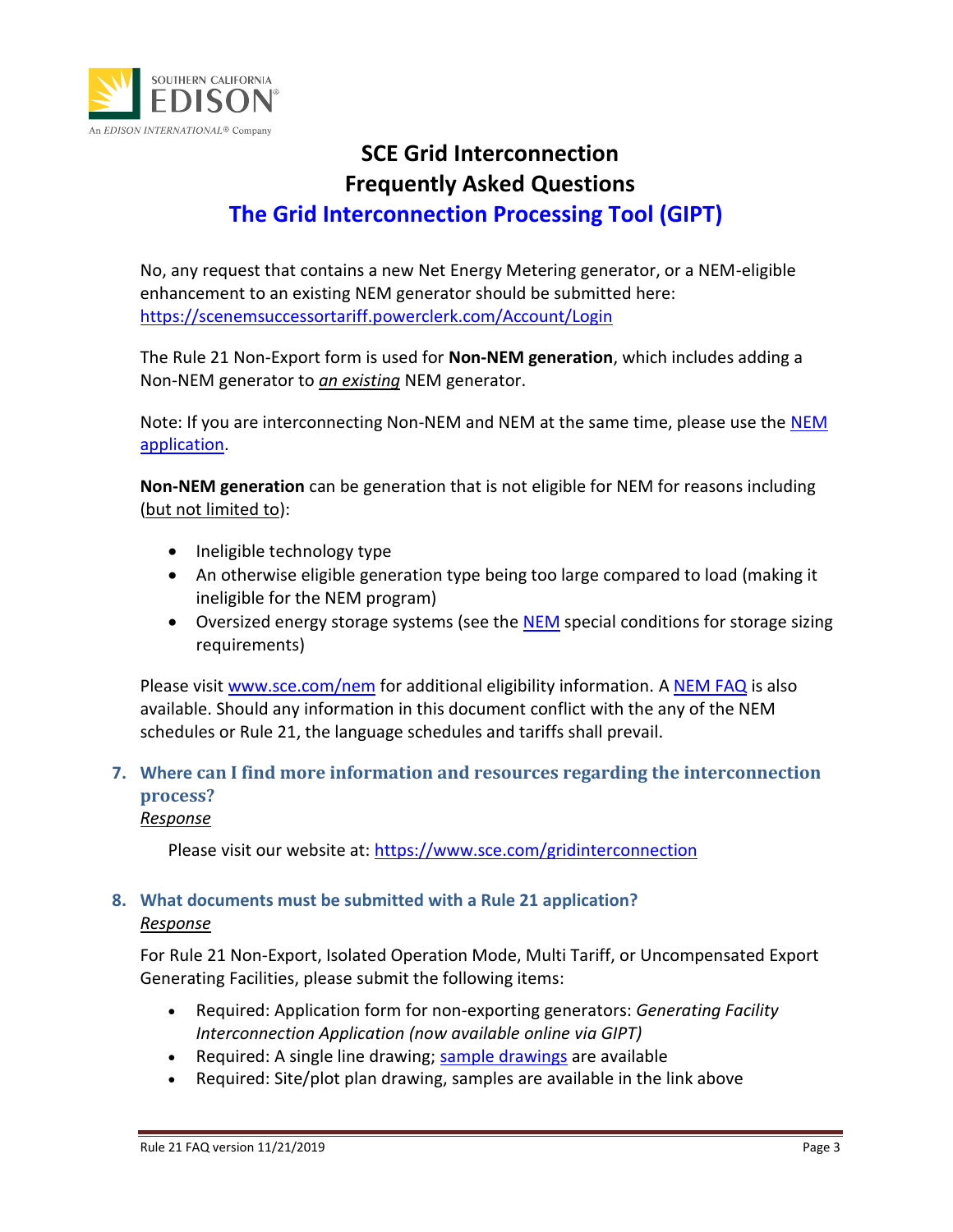No, any request that contains a new Net Energy Metering generator, or a NEM-eligible enhancement to an existing NEM generator should be submitted here: [https://scenemsuccessortariff.powerclerk.com/Account/Login](https://scenemsuccessortariff.powerclerk.com/Account/Login)

The Rule 21 Non-Export form is used for **Non-NEM generation**, which includes adding a Non-NEM generator to ***an existing*** NEM generator.

Note: If you are interconnecting Non-NEM and NEM at the same time, please use the NEM application.

**Non-NEM generation** can be generation that is not eligible for NEM for reasons including (but not limited to):

- Ineligible technology type
- An otherwise eligible generation type being too large compared to load (making it ineligible for the NEM program)
- Oversized energy storage systems (see the NEM special conditions for storage sizing requirements)

Please visit [www.sce.com/nem](www.sce.com/nem) for additional eligibility information. A NEM FAQ is also available. Should any information in this document conflict with the any of the NEM schedules or Rule 21, the language schedules and tariffs shall prevail.

## 7. Where can I find more information and resources regarding the interconnection process?

*Response*

Please visit our website at: [https://www.sce.com/gridinterconnection](https://www.sce.com/gridinterconnection)

## 8. What documents must be submitted with a Rule 21 application?

*Response*

For Rule 21 Non-Export, Isolated Operation Mode, Multi Tariff, or Uncompensated Export Generating Facilities, please submit the following items:

- Required: Application form for non-exporting generators: *Generating Facility Interconnection Application (now available online via GIPT)*
- Required: A single line drawing; sample drawings are available
- Required: Site/plot plan drawing, samples are available in the link above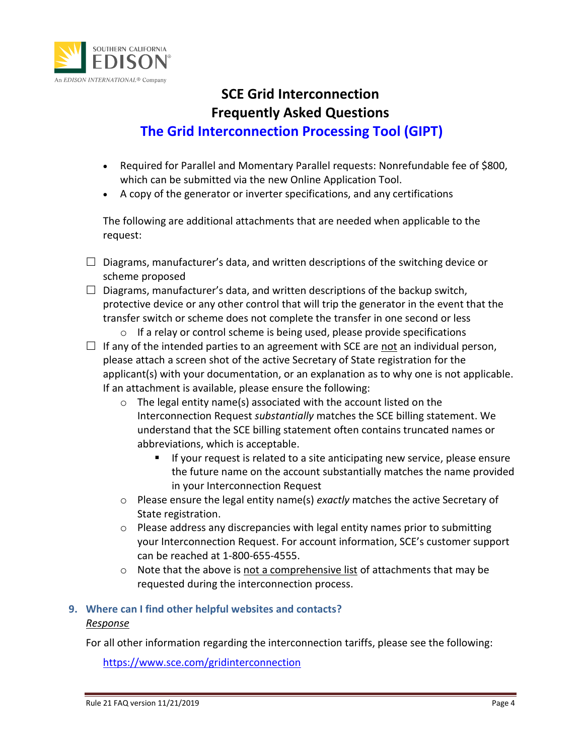- Required for Parallel and Momentary Parallel requests: Nonrefundable fee of $800, which can be submitted via the new Online Application Tool.
- A copy of the generator or inverter specifications, and any certifications

The following are additional attachments that are needed when applicable to the request:

- ☐ Diagrams, manufacturer's data, and written descriptions of the switching device or scheme proposed
- ☐ Diagrams, manufacturer's data, and written descriptions of the backup switch, protective device or any other control that will trip the generator in the event that the transfer switch or scheme does not complete the transfer in one second or less
  - If a relay or control scheme is being used, please provide specifications
- ☐ If any of the intended parties to an agreement with SCE are <u>not</u> an individual person, please attach a screen shot of the active Secretary of State registration for the applicant(s) with your documentation, or an explanation as to why one is not applicable. If an attachment is available, please ensure the following:
  - The legal entity name(s) associated with the account listed on the Interconnection Request *substantially* matches the SCE billing statement. We understand that the SCE billing statement often contains truncated names or abbreviations, which is acceptable.
    - If your request is related to a site anticipating new service, please ensure the future name on the account substantially matches the name provided in your Interconnection Request
  - Please ensure the legal entity name(s) *exactly* matches the active Secretary of State registration.
  - Please address any discrepancies with legal entity names prior to submitting your Interconnection Request. For account information, SCE's customer support can be reached at 1-800-655-4555.
  - Note that the above is <u>not a comprehensive list</u> of attachments that may be requested during the interconnection process.

### 9. Where can I find other helpful websites and contacts?

*<u>Response</u>*

For all other information regarding the interconnection tariffs, please see the following:

https://www.sce.com/gridinterconnection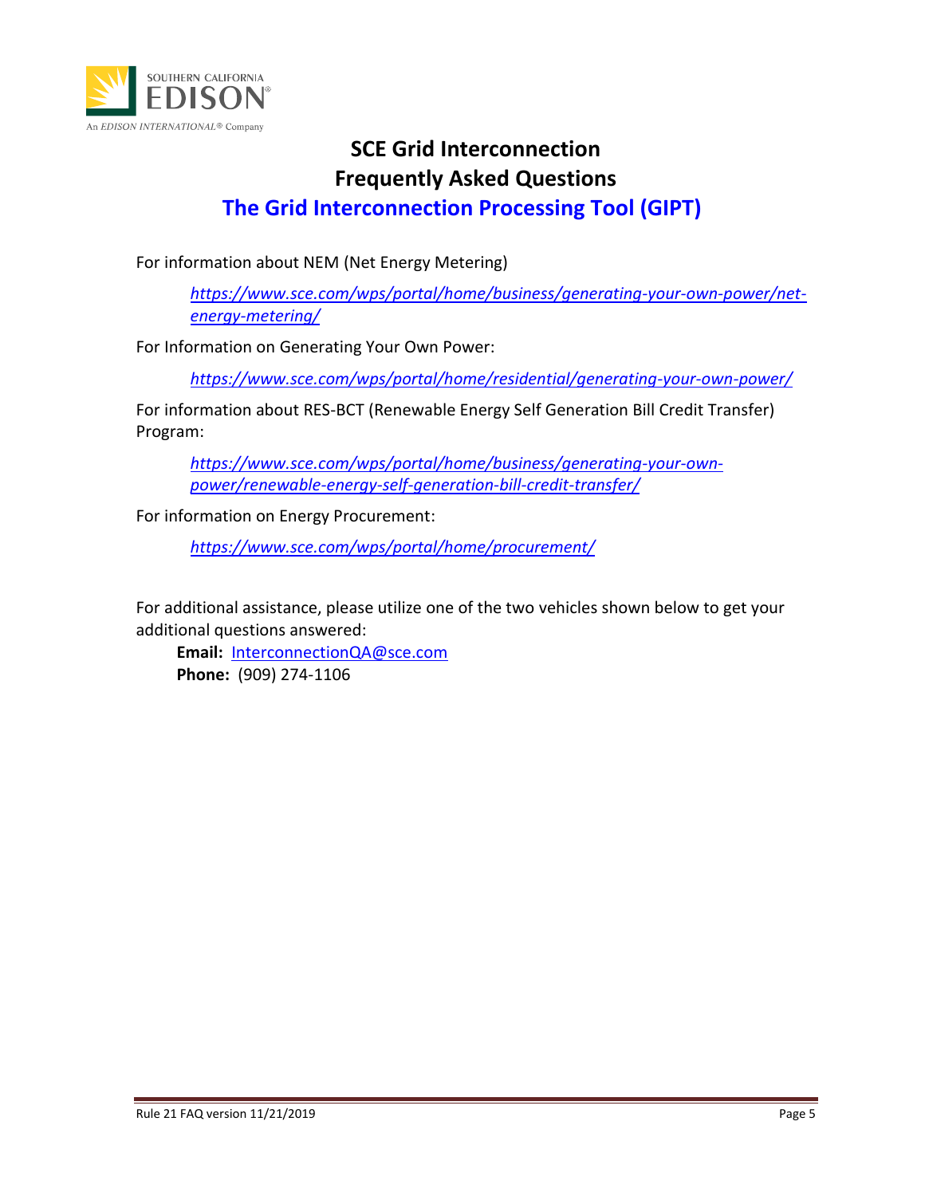# SCE Grid Interconnection
# Frequently Asked Questions
## The Grid Interconnection Processing Tool (GIPT)

For information about NEM (Net Energy Metering)

*https://www.sce.com/wps/portal/home/business/generating-your-own-power/net-energy-metering/*

For Information on Generating Your Own Power:

*https://www.sce.com/wps/portal/home/residential/generating-your-own-power/*

For information about RES-BCT (Renewable Energy Self Generation Bill Credit Transfer) Program:

*https://www.sce.com/wps/portal/home/business/generating-your-own-power/renewable-energy-self-generation-bill-credit-transfer/*

For information on Energy Procurement:

*https://www.sce.com/wps/portal/home/procurement/*

For additional assistance, please utilize one of the two vehicles shown below to get your additional questions answered:

**Email:** InterconnectionQA@sce.com
**Phone:** (909) 274-1106